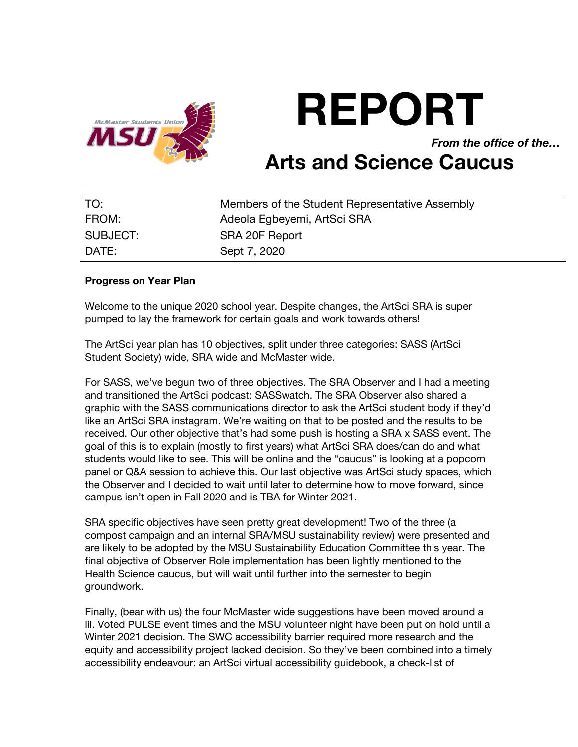# REPORT

***From the office of the…***

## Arts and Science Caucus

| | |
|---|---|
| TO: | Members of the Student Representative Assembly |
| FROM: | Adeola Egbeyemi, ArtSci SRA |
| SUBJECT: | SRA 20F Report |
| DATE: | Sept 7, 2020 |

**Progress on Year Plan**

Welcome to the unique 2020 school year. Despite changes, the ArtSci SRA is super pumped to lay the framework for certain goals and work towards others!

The ArtSci year plan has 10 objectives, split under three categories: SASS (ArtSci Student Society) wide, SRA wide and McMaster wide.

For SASS, we've begun two of three objectives. The SRA Observer and I had a meeting and transitioned the ArtSci podcast: SASSwatch. The SRA Observer also shared a graphic with the SASS communications director to ask the ArtSci student body if they'd like an ArtSci SRA instagram. We're waiting on that to be posted and the results to be received. Our other objective that's had some push is hosting a SRA x SASS event. The goal of this is to explain (mostly to first years) what ArtSci SRA does/can do and what students would like to see. This will be online and the "caucus" is looking at a popcorn panel or Q&A session to achieve this. Our last objective was ArtSci study spaces, which the Observer and I decided to wait until later to determine how to move forward, since campus isn't open in Fall 2020 and is TBA for Winter 2021.

SRA specific objectives have seen pretty great development! Two of the three (a compost campaign and an internal SRA/MSU sustainability review) were presented and are likely to be adopted by the MSU Sustainability Education Committee this year. The final objective of Observer Role implementation has been lightly mentioned to the Health Science caucus, but will wait until further into the semester to begin groundwork.

Finally, (bear with us) the four McMaster wide suggestions have been moved around a lil. Voted PULSE event times and the MSU volunteer night have been put on hold until a Winter 2021 decision. The SWC accessibility barrier required more research and the equity and accessibility project lacked decision. So they've been combined into a timely accessibility endeavour: an ArtSci virtual accessibility guidebook, a check-list of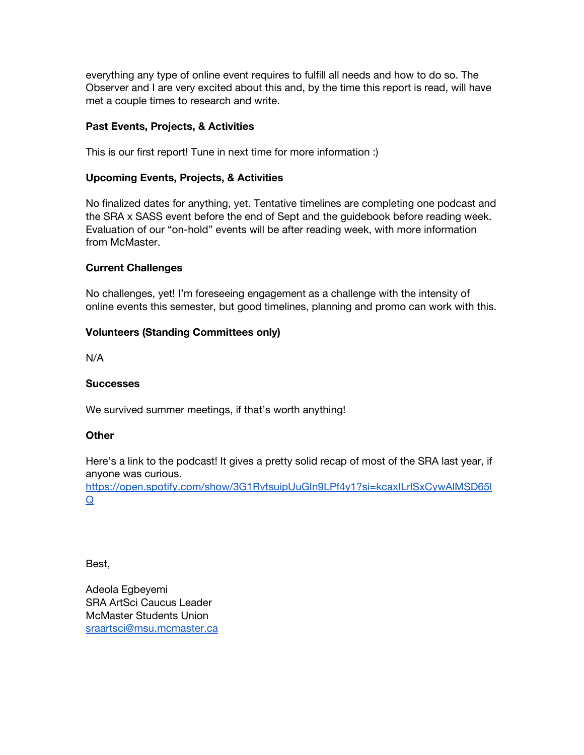everything any type of online event requires to fulfill all needs and how to do so. The Observer and I are very excited about this and, by the time this report is read, will have met a couple times to research and write.

**Past Events, Projects, & Activities**

This is our first report! Tune in next time for more information :)

**Upcoming Events, Projects, & Activities**

No finalized dates for anything, yet. Tentative timelines are completing one podcast and the SRA x SASS event before the end of Sept and the guidebook before reading week. Evaluation of our "on-hold" events will be after reading week, with more information from McMaster.

**Current Challenges**

No challenges, yet! I'm foreseeing engagement as a challenge with the intensity of online events this semester, but good timelines, planning and promo can work with this.

**Volunteers (Standing Committees only)**

N/A

**Successes**

We survived summer meetings, if that's worth anything!

**Other**

Here's a link to the podcast! It gives a pretty solid recap of most of the SRA last year, if anyone was curious.
https://open.spotify.com/show/3G1RvtsuipUuGIn9LPf4y1?si=kcaxILrlSxCywAlMSD65lQ

Best,

Adeola Egbeyemi
SRA ArtSci Caucus Leader
McMaster Students Union
sraartsci@msu.mcmaster.ca